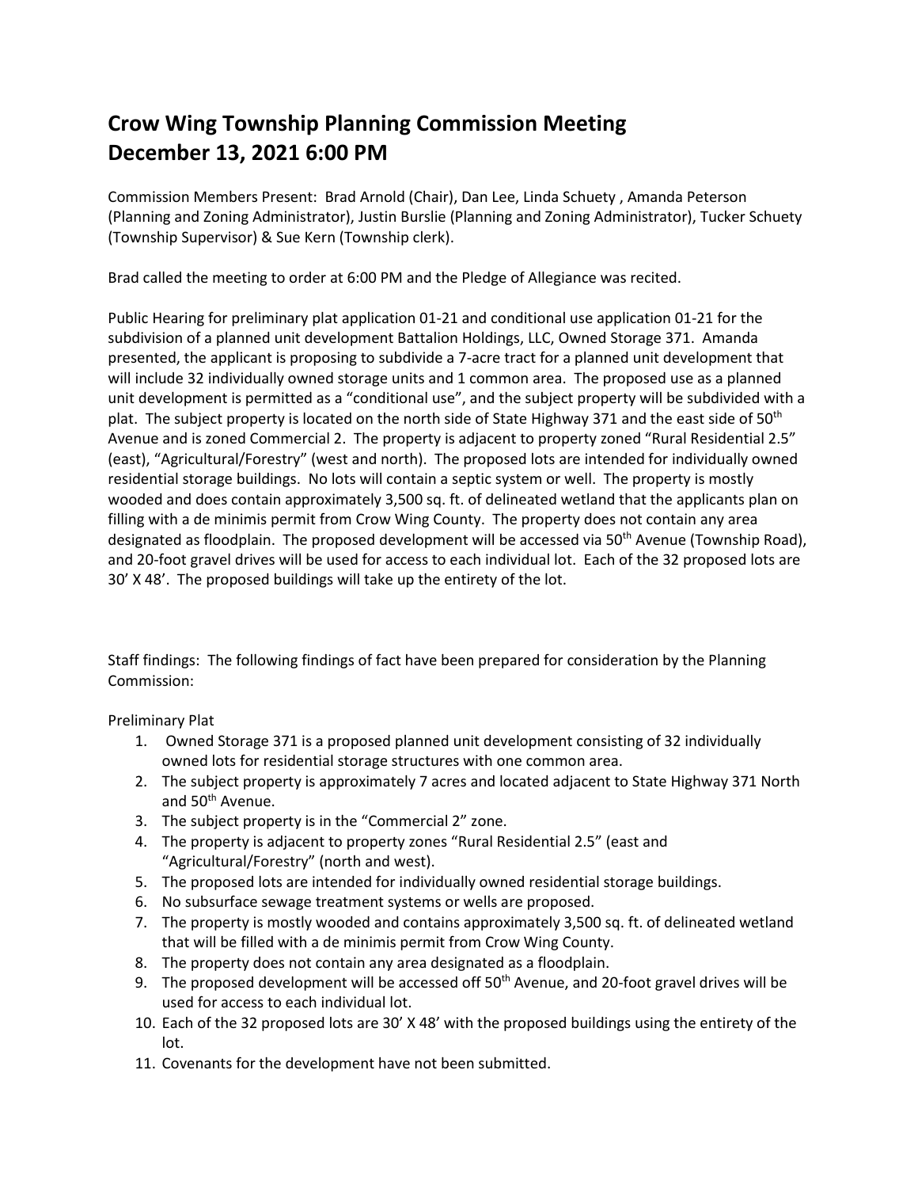# Crow Wing Township Planning Commission Meeting
# December 13, 2021 6:00 PM

Commission Members Present: Brad Arnold (Chair), Dan Lee, Linda Schuety , Amanda Peterson (Planning and Zoning Administrator), Justin Burslie (Planning and Zoning Administrator), Tucker Schuety (Township Supervisor) & Sue Kern (Township clerk).

Brad called the meeting to order at 6:00 PM and the Pledge of Allegiance was recited.

Public Hearing for preliminary plat application 01-21 and conditional use application 01-21 for the subdivision of a planned unit development Battalion Holdings, LLC, Owned Storage 371. Amanda presented, the applicant is proposing to subdivide a 7-acre tract for a planned unit development that will include 32 individually owned storage units and 1 common area. The proposed use as a planned unit development is permitted as a "conditional use", and the subject property will be subdivided with a plat. The subject property is located on the north side of State Highway 371 and the east side of 50th Avenue and is zoned Commercial 2. The property is adjacent to property zoned "Rural Residential 2.5" (east), "Agricultural/Forestry" (west and north). The proposed lots are intended for individually owned residential storage buildings. No lots will contain a septic system or well. The property is mostly wooded and does contain approximately 3,500 sq. ft. of delineated wetland that the applicants plan on filling with a de minimis permit from Crow Wing County. The property does not contain any area designated as floodplain. The proposed development will be accessed via 50th Avenue (Township Road), and 20-foot gravel drives will be used for access to each individual lot. Each of the 32 proposed lots are 30' X 48'. The proposed buildings will take up the entirety of the lot.

Staff findings: The following findings of fact have been prepared for consideration by the Planning Commission:

Preliminary Plat

1. Owned Storage 371 is a proposed planned unit development consisting of 32 individually owned lots for residential storage structures with one common area.
2. The subject property is approximately 7 acres and located adjacent to State Highway 371 North and 50th Avenue.
3. The subject property is in the "Commercial 2" zone.
4. The property is adjacent to property zones "Rural Residential 2.5" (east and "Agricultural/Forestry" (north and west).
5. The proposed lots are intended for individually owned residential storage buildings.
6. No subsurface sewage treatment systems or wells are proposed.
7. The property is mostly wooded and contains approximately 3,500 sq. ft. of delineated wetland that will be filled with a de minimis permit from Crow Wing County.
8. The property does not contain any area designated as a floodplain.
9. The proposed development will be accessed off 50th Avenue, and 20-foot gravel drives will be used for access to each individual lot.
10. Each of the 32 proposed lots are 30' X 48' with the proposed buildings using the entirety of the lot.
11. Covenants for the development have not been submitted.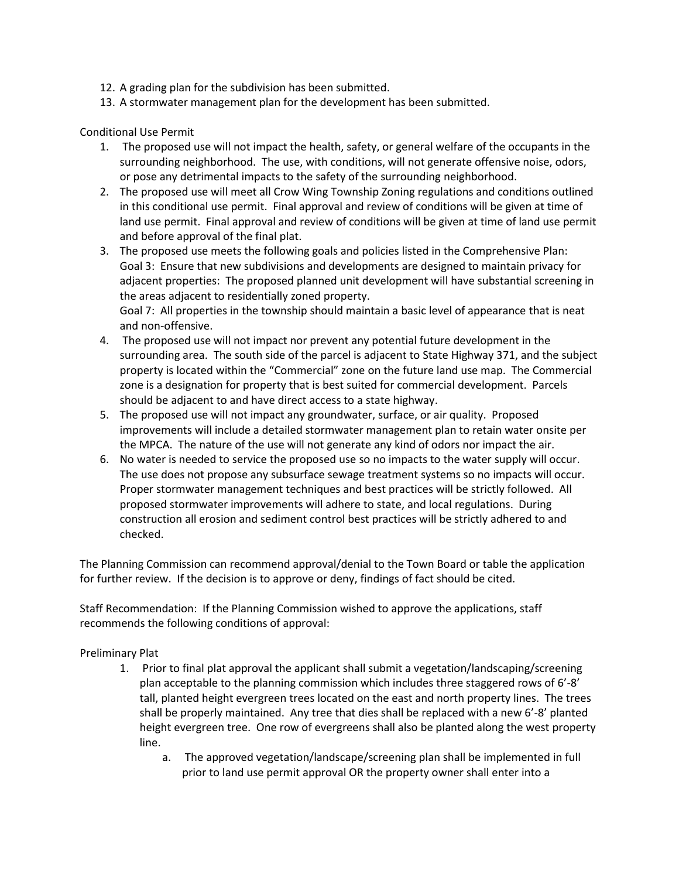12. A grading plan for the subdivision has been submitted.
13. A stormwater management plan for the development has been submitted.

Conditional Use Permit

1. The proposed use will not impact the health, safety, or general welfare of the occupants in the surrounding neighborhood. The use, with conditions, will not generate offensive noise, odors, or pose any detrimental impacts to the safety of the surrounding neighborhood.
2. The proposed use will meet all Crow Wing Township Zoning regulations and conditions outlined in this conditional use permit. Final approval and review of conditions will be given at time of land use permit. Final approval and review of conditions will be given at time of land use permit and before approval of the final plat.
3. The proposed use meets the following goals and policies listed in the Comprehensive Plan:
   Goal 3: Ensure that new subdivisions and developments are designed to maintain privacy for adjacent properties: The proposed planned unit development will have substantial screening in the areas adjacent to residentially zoned property.
   Goal 7: All properties in the township should maintain a basic level of appearance that is neat and non-offensive.
4. The proposed use will not impact nor prevent any potential future development in the surrounding area. The south side of the parcel is adjacent to State Highway 371, and the subject property is located within the "Commercial" zone on the future land use map. The Commercial zone is a designation for property that is best suited for commercial development. Parcels should be adjacent to and have direct access to a state highway.
5. The proposed use will not impact any groundwater, surface, or air quality. Proposed improvements will include a detailed stormwater management plan to retain water onsite per the MPCA. The nature of the use will not generate any kind of odors nor impact the air.
6. No water is needed to service the proposed use so no impacts to the water supply will occur. The use does not propose any subsurface sewage treatment systems so no impacts will occur. Proper stormwater management techniques and best practices will be strictly followed. All proposed stormwater improvements will adhere to state, and local regulations. During construction all erosion and sediment control best practices will be strictly adhered to and checked.

The Planning Commission can recommend approval/denial to the Town Board or table the application for further review. If the decision is to approve or deny, findings of fact should be cited.

Staff Recommendation: If the Planning Commission wished to approve the applications, staff recommends the following conditions of approval:

Preliminary Plat

1. Prior to final plat approval the applicant shall submit a vegetation/landscaping/screening plan acceptable to the planning commission which includes three staggered rows of 6'-8' tall, planted height evergreen trees located on the east and north property lines. The trees shall be properly maintained. Any tree that dies shall be replaced with a new 6'-8' planted height evergreen tree. One row of evergreens shall also be planted along the west property line.
   a. The approved vegetation/landscape/screening plan shall be implemented in full prior to land use permit approval OR the property owner shall enter into a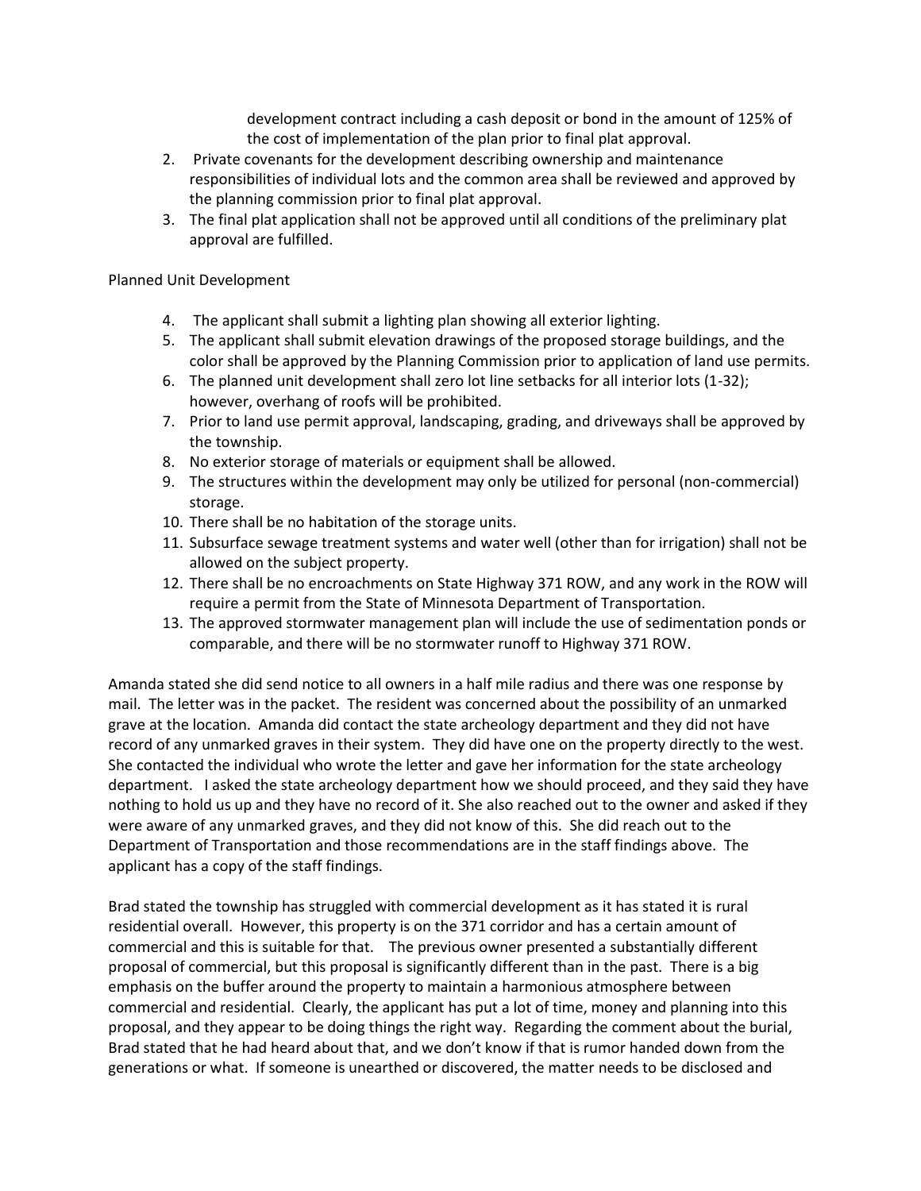development contract including a cash deposit or bond in the amount of 125% of the cost of implementation of the plan prior to final plat approval.

2. Private covenants for the development describing ownership and maintenance responsibilities of individual lots and the common area shall be reviewed and approved by the planning commission prior to final plat approval.
3. The final plat application shall not be approved until all conditions of the preliminary plat approval are fulfilled.

Planned Unit Development

4. The applicant shall submit a lighting plan showing all exterior lighting.
5. The applicant shall submit elevation drawings of the proposed storage buildings, and the color shall be approved by the Planning Commission prior to application of land use permits.
6. The planned unit development shall zero lot line setbacks for all interior lots (1-32); however, overhang of roofs will be prohibited.
7. Prior to land use permit approval, landscaping, grading, and driveways shall be approved by the township.
8. No exterior storage of materials or equipment shall be allowed.
9. The structures within the development may only be utilized for personal (non-commercial) storage.
10. There shall be no habitation of the storage units.
11. Subsurface sewage treatment systems and water well (other than for irrigation) shall not be allowed on the subject property.
12. There shall be no encroachments on State Highway 371 ROW, and any work in the ROW will require a permit from the State of Minnesota Department of Transportation.
13. The approved stormwater management plan will include the use of sedimentation ponds or comparable, and there will be no stormwater runoff to Highway 371 ROW.

Amanda stated she did send notice to all owners in a half mile radius and there was one response by mail. The letter was in the packet. The resident was concerned about the possibility of an unmarked grave at the location. Amanda did contact the state archeology department and they did not have record of any unmarked graves in their system. They did have one on the property directly to the west. She contacted the individual who wrote the letter and gave her information for the state archeology department. I asked the state archeology department how we should proceed, and they said they have nothing to hold us up and they have no record of it. She also reached out to the owner and asked if they were aware of any unmarked graves, and they did not know of this. She did reach out to the Department of Transportation and those recommendations are in the staff findings above. The applicant has a copy of the staff findings.

Brad stated the township has struggled with commercial development as it has stated it is rural residential overall. However, this property is on the 371 corridor and has a certain amount of commercial and this is suitable for that. The previous owner presented a substantially different proposal of commercial, but this proposal is significantly different than in the past. There is a big emphasis on the buffer around the property to maintain a harmonious atmosphere between commercial and residential. Clearly, the applicant has put a lot of time, money and planning into this proposal, and they appear to be doing things the right way. Regarding the comment about the burial, Brad stated that he had heard about that, and we don't know if that is rumor handed down from the generations or what. If someone is unearthed or discovered, the matter needs to be disclosed and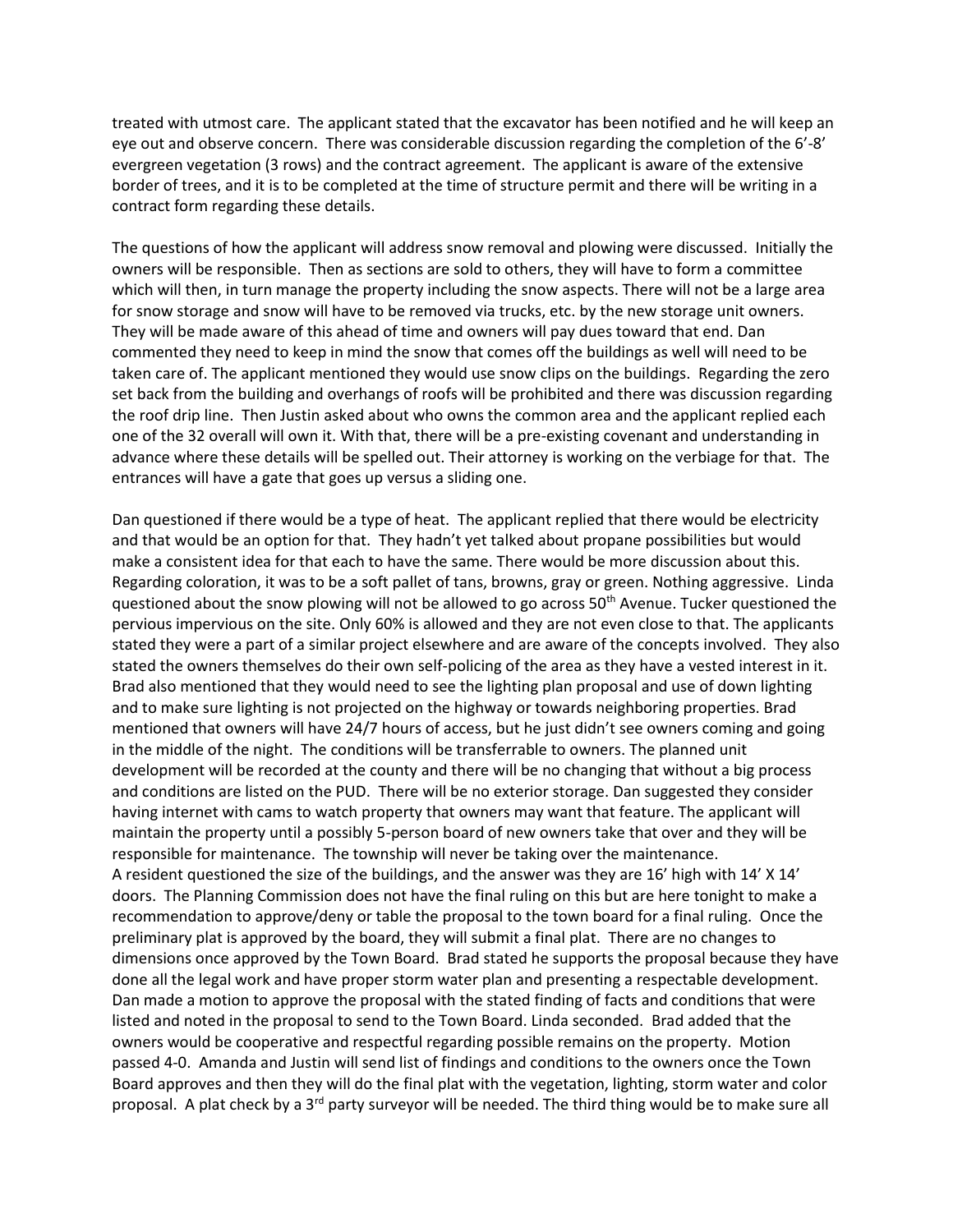treated with utmost care. The applicant stated that the excavator has been notified and he will keep an eye out and observe concern. There was considerable discussion regarding the completion of the 6'-8' evergreen vegetation (3 rows) and the contract agreement. The applicant is aware of the extensive border of trees, and it is to be completed at the time of structure permit and there will be writing in a contract form regarding these details.

The questions of how the applicant will address snow removal and plowing were discussed. Initially the owners will be responsible. Then as sections are sold to others, they will have to form a committee which will then, in turn manage the property including the snow aspects. There will not be a large area for snow storage and snow will have to be removed via trucks, etc. by the new storage unit owners. They will be made aware of this ahead of time and owners will pay dues toward that end. Dan commented they need to keep in mind the snow that comes off the buildings as well will need to be taken care of. The applicant mentioned they would use snow clips on the buildings. Regarding the zero set back from the building and overhangs of roofs will be prohibited and there was discussion regarding the roof drip line. Then Justin asked about who owns the common area and the applicant replied each one of the 32 overall will own it. With that, there will be a pre-existing covenant and understanding in advance where these details will be spelled out. Their attorney is working on the verbiage for that. The entrances will have a gate that goes up versus a sliding one.

Dan questioned if there would be a type of heat. The applicant replied that there would be electricity and that would be an option for that. They hadn't yet talked about propane possibilities but would make a consistent idea for that each to have the same. There would be more discussion about this. Regarding coloration, it was to be a soft pallet of tans, browns, gray or green. Nothing aggressive. Linda questioned about the snow plowing will not be allowed to go across 50th Avenue. Tucker questioned the pervious impervious on the site. Only 60% is allowed and they are not even close to that. The applicants stated they were a part of a similar project elsewhere and are aware of the concepts involved. They also stated the owners themselves do their own self-policing of the area as they have a vested interest in it. Brad also mentioned that they would need to see the lighting plan proposal and use of down lighting and to make sure lighting is not projected on the highway or towards neighboring properties. Brad mentioned that owners will have 24/7 hours of access, but he just didn't see owners coming and going in the middle of the night. The conditions will be transferrable to owners. The planned unit development will be recorded at the county and there will be no changing that without a big process and conditions are listed on the PUD. There will be no exterior storage. Dan suggested they consider having internet with cams to watch property that owners may want that feature. The applicant will maintain the property until a possibly 5-person board of new owners take that over and they will be responsible for maintenance. The township will never be taking over the maintenance.
A resident questioned the size of the buildings, and the answer was they are 16' high with 14' X 14' doors. The Planning Commission does not have the final ruling on this but are here tonight to make a recommendation to approve/deny or table the proposal to the town board for a final ruling. Once the preliminary plat is approved by the board, they will submit a final plat. There are no changes to dimensions once approved by the Town Board. Brad stated he supports the proposal because they have done all the legal work and have proper storm water plan and presenting a respectable development. Dan made a motion to approve the proposal with the stated finding of facts and conditions that were listed and noted in the proposal to send to the Town Board. Linda seconded. Brad added that the owners would be cooperative and respectful regarding possible remains on the property. Motion passed 4-0. Amanda and Justin will send list of findings and conditions to the owners once the Town Board approves and then they will do the final plat with the vegetation, lighting, storm water and color proposal. A plat check by a 3rd party surveyor will be needed. The third thing would be to make sure all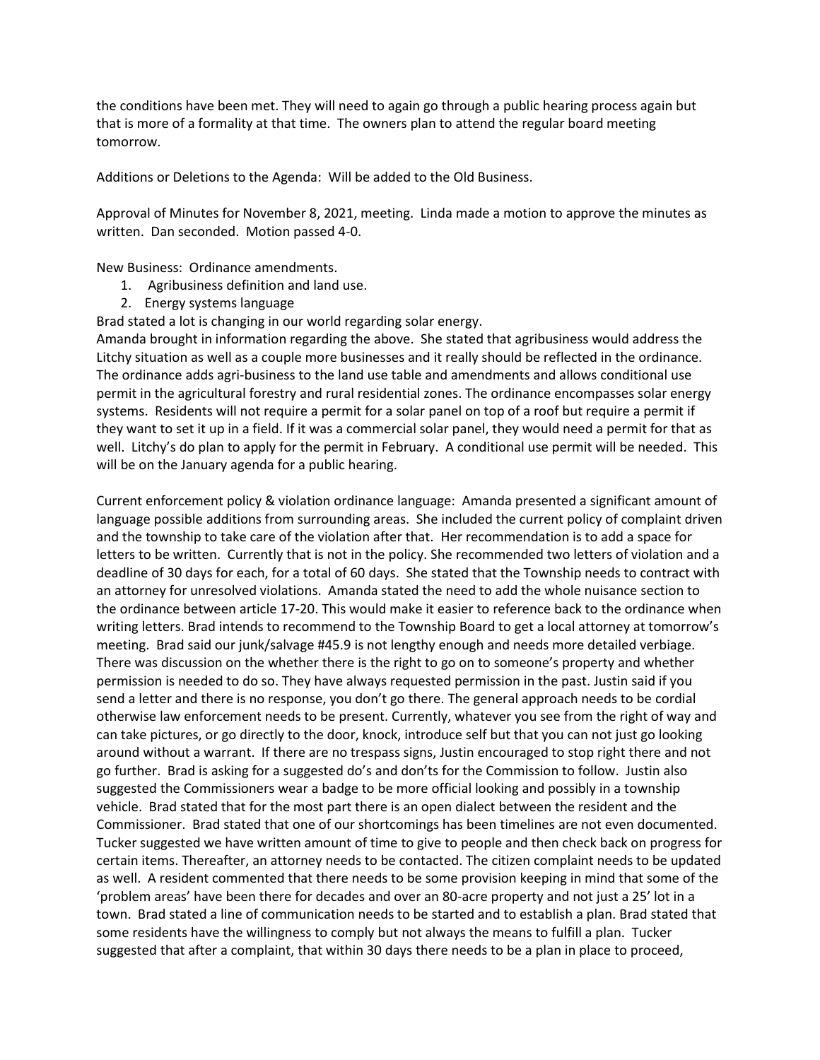the conditions have been met. They will need to again go through a public hearing process again but that is more of a formality at that time. The owners plan to attend the regular board meeting tomorrow.

Additions or Deletions to the Agenda: Will be added to the Old Business.

Approval of Minutes for November 8, 2021, meeting. Linda made a motion to approve the minutes as written. Dan seconded. Motion passed 4-0.

New Business: Ordinance amendments.

1. Agribusiness definition and land use.
2. Energy systems language

Brad stated a lot is changing in our world regarding solar energy.
Amanda brought in information regarding the above. She stated that agribusiness would address the Litchy situation as well as a couple more businesses and it really should be reflected in the ordinance. The ordinance adds agri-business to the land use table and amendments and allows conditional use permit in the agricultural forestry and rural residential zones. The ordinance encompasses solar energy systems. Residents will not require a permit for a solar panel on top of a roof but require a permit if they want to set it up in a field. If it was a commercial solar panel, they would need a permit for that as well. Litchy's do plan to apply for the permit in February. A conditional use permit will be needed. This will be on the January agenda for a public hearing.

Current enforcement policy & violation ordinance language: Amanda presented a significant amount of language possible additions from surrounding areas. She included the current policy of complaint driven and the township to take care of the violation after that. Her recommendation is to add a space for letters to be written. Currently that is not in the policy. She recommended two letters of violation and a deadline of 30 days for each, for a total of 60 days. She stated that the Township needs to contract with an attorney for unresolved violations. Amanda stated the need to add the whole nuisance section to the ordinance between article 17-20. This would make it easier to reference back to the ordinance when writing letters. Brad intends to recommend to the Township Board to get a local attorney at tomorrow's meeting. Brad said our junk/salvage #45.9 is not lengthy enough and needs more detailed verbiage. There was discussion on the whether there is the right to go on to someone's property and whether permission is needed to do so. They have always requested permission in the past. Justin said if you send a letter and there is no response, you don't go there. The general approach needs to be cordial otherwise law enforcement needs to be present. Currently, whatever you see from the right of way and can take pictures, or go directly to the door, knock, introduce self but that you can not just go looking around without a warrant. If there are no trespass signs, Justin encouraged to stop right there and not go further. Brad is asking for a suggested do's and don'ts for the Commission to follow. Justin also suggested the Commissioners wear a badge to be more official looking and possibly in a township vehicle. Brad stated that for the most part there is an open dialect between the resident and the Commissioner. Brad stated that one of our shortcomings has been timelines are not even documented. Tucker suggested we have written amount of time to give to people and then check back on progress for certain items. Thereafter, an attorney needs to be contacted. The citizen complaint needs to be updated as well. A resident commented that there needs to be some provision keeping in mind that some of the 'problem areas' have been there for decades and over an 80-acre property and not just a 25' lot in a town. Brad stated a line of communication needs to be started and to establish a plan. Brad stated that some residents have the willingness to comply but not always the means to fulfill a plan. Tucker suggested that after a complaint, that within 30 days there needs to be a plan in place to proceed,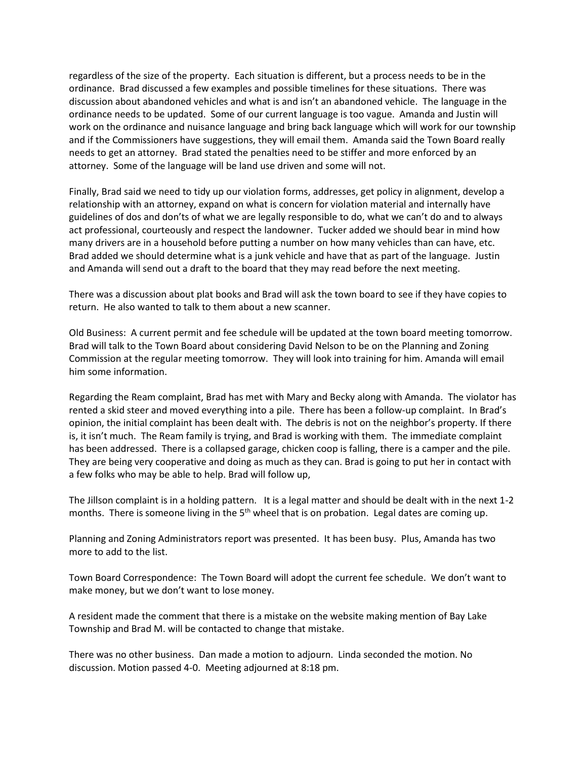regardless of the size of the property. Each situation is different, but a process needs to be in the ordinance. Brad discussed a few examples and possible timelines for these situations. There was discussion about abandoned vehicles and what is and isn't an abandoned vehicle. The language in the ordinance needs to be updated. Some of our current language is too vague. Amanda and Justin will work on the ordinance and nuisance language and bring back language which will work for our township and if the Commissioners have suggestions, they will email them. Amanda said the Town Board really needs to get an attorney. Brad stated the penalties need to be stiffer and more enforced by an attorney. Some of the language will be land use driven and some will not.

Finally, Brad said we need to tidy up our violation forms, addresses, get policy in alignment, develop a relationship with an attorney, expand on what is concern for violation material and internally have guidelines of dos and don'ts of what we are legally responsible to do, what we can't do and to always act professional, courteously and respect the landowner. Tucker added we should bear in mind how many drivers are in a household before putting a number on how many vehicles than can have, etc. Brad added we should determine what is a junk vehicle and have that as part of the language. Justin and Amanda will send out a draft to the board that they may read before the next meeting.

There was a discussion about plat books and Brad will ask the town board to see if they have copies to return. He also wanted to talk to them about a new scanner.

Old Business: A current permit and fee schedule will be updated at the town board meeting tomorrow. Brad will talk to the Town Board about considering David Nelson to be on the Planning and Zoning Commission at the regular meeting tomorrow. They will look into training for him. Amanda will email him some information.

Regarding the Ream complaint, Brad has met with Mary and Becky along with Amanda. The violator has rented a skid steer and moved everything into a pile. There has been a follow-up complaint. In Brad's opinion, the initial complaint has been dealt with. The debris is not on the neighbor's property. If there is, it isn't much. The Ream family is trying, and Brad is working with them. The immediate complaint has been addressed. There is a collapsed garage, chicken coop is falling, there is a camper and the pile. They are being very cooperative and doing as much as they can. Brad is going to put her in contact with a few folks who may be able to help. Brad will follow up,

The Jillson complaint is in a holding pattern. It is a legal matter and should be dealt with in the next 1-2 months. There is someone living in the 5th wheel that is on probation. Legal dates are coming up.

Planning and Zoning Administrators report was presented. It has been busy. Plus, Amanda has two more to add to the list.

Town Board Correspondence: The Town Board will adopt the current fee schedule. We don't want to make money, but we don't want to lose money.

A resident made the comment that there is a mistake on the website making mention of Bay Lake Township and Brad M. will be contacted to change that mistake.

There was no other business. Dan made a motion to adjourn. Linda seconded the motion. No discussion. Motion passed 4-0. Meeting adjourned at 8:18 pm.